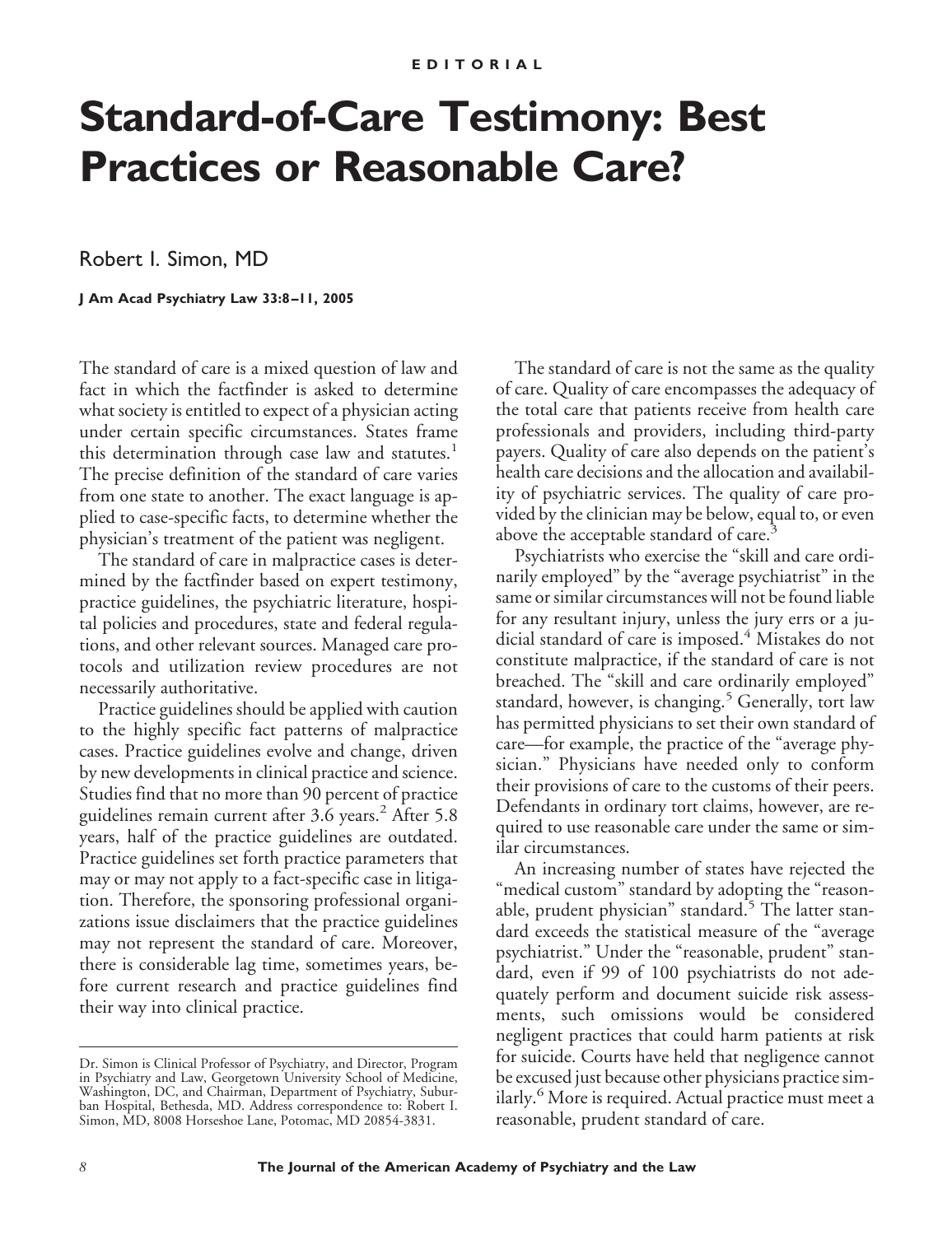EDITORIAL

# Standard-of-Care Testimony: Best Practices or Reasonable Care?

Robert I. Simon, MD

**J Am Acad Psychiatry Law 33:8–11, 2005**

The standard of care is a mixed question of law and fact in which the factfinder is asked to determine what society is entitled to expect of a physician acting under certain specific circumstances. States frame this determination through case law and statutes.[1] The precise definition of the standard of care varies from one state to another. The exact language is applied to case-specific facts, to determine whether the physician's treatment of the patient was negligent.

The standard of care in malpractice cases is determined by the factfinder based on expert testimony, practice guidelines, the psychiatric literature, hospital policies and procedures, state and federal regulations, and other relevant sources. Managed care protocols and utilization review procedures are not necessarily authoritative.

Practice guidelines should be applied with caution to the highly specific fact patterns of malpractice cases. Practice guidelines evolve and change, driven by new developments in clinical practice and science. Studies find that no more than 90 percent of practice guidelines remain current after 3.6 years.[2] After 5.8 years, half of the practice guidelines are outdated. Practice guidelines set forth practice parameters that may or may not apply to a fact-specific case in litigation. Therefore, the sponsoring professional organizations issue disclaimers that the practice guidelines may not represent the standard of care. Moreover, there is considerable lag time, sometimes years, before current research and practice guidelines find their way into clinical practice.

The standard of care is not the same as the quality of care. Quality of care encompasses the adequacy of the total care that patients receive from health care professionals and providers, including third-party payers. Quality of care also depends on the patient's health care decisions and the allocation and availability of psychiatric services. The quality of care provided by the clinician may be below, equal to, or even above the acceptable standard of care.[3]

Psychiatrists who exercise the "skill and care ordinarily employed" by the "average psychiatrist" in the same or similar circumstances will not be found liable for any resultant injury, unless the jury errs or a judicial standard of care is imposed.[4] Mistakes do not constitute malpractice, if the standard of care is not breached. The "skill and care ordinarily employed" standard, however, is changing.[5] Generally, tort law has permitted physicians to set their own standard of care—for example, the practice of the "average physician." Physicians have needed only to conform their provisions of care to the customs of their peers. Defendants in ordinary tort claims, however, are required to use reasonable care under the same or similar circumstances.

An increasing number of states have rejected the "medical custom" standard by adopting the "reasonable, prudent physician" standard.[5] The latter standard exceeds the statistical measure of the "average psychiatrist." Under the "reasonable, prudent" standard, even if 99 of 100 psychiatrists do not adequately perform and document suicide risk assessments, such omissions would be considered negligent practices that could harm patients at risk for suicide. Courts have held that negligence cannot be excused just because other physicians practice similarly.[6] More is required. Actual practice must meet a reasonable, prudent standard of care.

---

Dr. Simon is Clinical Professor of Psychiatry, and Director, Program in Psychiatry and Law, Georgetown University School of Medicine, Washington, DC, and Chairman, Department of Psychiatry, Suburban Hospital, Bethesda, MD. Address correspondence to: Robert I. Simon, MD, 8008 Horseshoe Lane, Potomac, MD 20854-3831.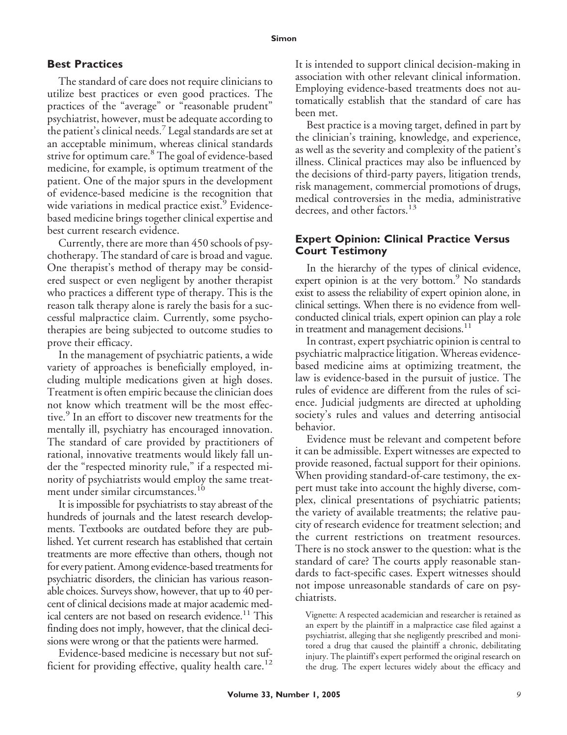## Best Practices

The standard of care does not require clinicians to utilize best practices or even good practices. The practices of the "average" or "reasonable prudent" psychiatrist, however, must be adequate according to the patient's clinical needs.[7] Legal standards are set at an acceptable minimum, whereas clinical standards strive for optimum care.[8] The goal of evidence-based medicine, for example, is optimum treatment of the patient. One of the major spurs in the development of evidence-based medicine is the recognition that wide variations in medical practice exist.[9] Evidence-based medicine brings together clinical expertise and best current research evidence.

Currently, there are more than 450 schools of psychotherapy. The standard of care is broad and vague. One therapist's method of therapy may be considered suspect or even negligent by another therapist who practices a different type of therapy. This is the reason talk therapy alone is rarely the basis for a successful malpractice claim. Currently, some psychotherapies are being subjected to outcome studies to prove their efficacy.

In the management of psychiatric patients, a wide variety of approaches is beneficially employed, including multiple medications given at high doses. Treatment is often empiric because the clinician does not know which treatment will be the most effective.[9] In an effort to discover new treatments for the mentally ill, psychiatry has encouraged innovation. The standard of care provided by practitioners of rational, innovative treatments would likely fall under the "respected minority rule," if a respected minority of psychiatrists would employ the same treatment under similar circumstances.[10]

It is impossible for psychiatrists to stay abreast of the hundreds of journals and the latest research developments. Textbooks are outdated before they are published. Yet current research has established that certain treatments are more effective than others, though not for every patient. Among evidence-based treatments for psychiatric disorders, the clinician has various reasonable choices. Surveys show, however, that up to 40 percent of clinical decisions made at major academic medical centers are not based on research evidence.[11] This finding does not imply, however, that the clinical decisions were wrong or that the patients were harmed.

Evidence-based medicine is necessary but not sufficient for providing effective, quality health care.[12] It is intended to support clinical decision-making in association with other relevant clinical information. Employing evidence-based treatments does not automatically establish that the standard of care has been met.

Best practice is a moving target, defined in part by the clinician's training, knowledge, and experience, as well as the severity and complexity of the patient's illness. Clinical practices may also be influenced by the decisions of third-party payers, litigation trends, risk management, commercial promotions of drugs, medical controversies in the media, administrative decrees, and other factors.[13]

## Expert Opinion: Clinical Practice Versus Court Testimony

In the hierarchy of the types of clinical evidence, expert opinion is at the very bottom.[9] No standards exist to assess the reliability of expert opinion alone, in clinical settings. When there is no evidence from well-conducted clinical trials, expert opinion can play a role in treatment and management decisions.[11]

In contrast, expert psychiatric opinion is central to psychiatric malpractice litigation. Whereas evidence-based medicine aims at optimizing treatment, the law is evidence-based in the pursuit of justice. The rules of evidence are different from the rules of science. Judicial judgments are directed at upholding society's rules and values and deterring antisocial behavior.

Evidence must be relevant and competent before it can be admissible. Expert witnesses are expected to provide reasoned, factual support for their opinions. When providing standard-of-care testimony, the expert must take into account the highly diverse, complex, clinical presentations of psychiatric patients; the variety of available treatments; the relative paucity of research evidence for treatment selection; and the current restrictions on treatment resources. There is no stock answer to the question: what is the standard of care? The courts apply reasonable standards to fact-specific cases. Expert witnesses should not impose unreasonable standards of care on psychiatrists.

Vignette: A respected academician and researcher is retained as an expert by the plaintiff in a malpractice case filed against a psychiatrist, alleging that she negligently prescribed and monitored a drug that caused the plaintiff a chronic, debilitating injury. The plaintiff's expert performed the original research on the drug. The expert lectures widely about the efficacy and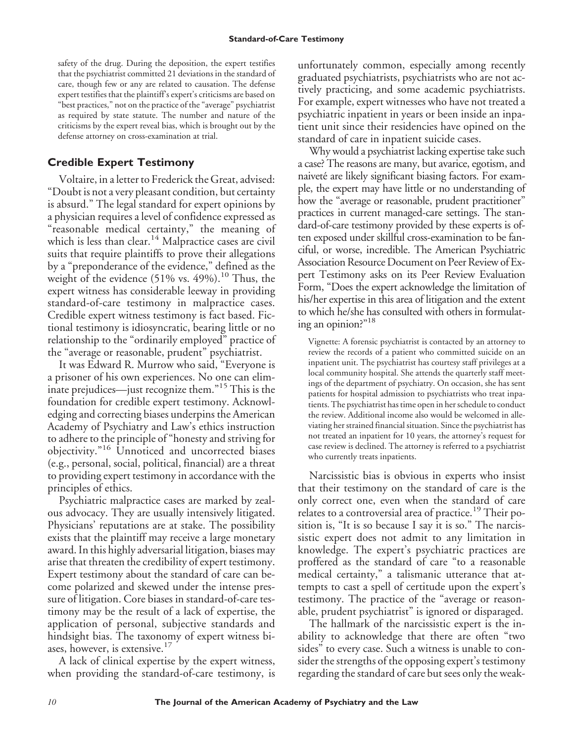safety of the drug. During the deposition, the expert testifies that the psychiatrist committed 21 deviations in the standard of care, though few or any are related to causation. The defense expert testifies that the plaintiff's expert's criticisms are based on "best practices," not on the practice of the "average" psychiatrist as required by state statute. The number and nature of the criticisms by the expert reveal bias, which is brought out by the defense attorney on cross-examination at trial.

## Credible Expert Testimony

Voltaire, in a letter to Frederick the Great, advised: "Doubt is not a very pleasant condition, but certainty is absurd." The legal standard for expert opinions by a physician requires a level of confidence expressed as "reasonable medical certainty," the meaning of which is less than clear.[14] Malpractice cases are civil suits that require plaintiffs to prove their allegations by a "preponderance of the evidence," defined as the weight of the evidence (51% vs. 49%).[10] Thus, the expert witness has considerable leeway in providing standard-of-care testimony in malpractice cases. Credible expert witness testimony is fact based. Fictional testimony is idiosyncratic, bearing little or no relationship to the "ordinarily employed" practice of the "average or reasonable, prudent" psychiatrist.

It was Edward R. Murrow who said, "Everyone is a prisoner of his own experiences. No one can eliminate prejudices—just recognize them."[15] This is the foundation for credible expert testimony. Acknowledging and correcting biases underpins the American Academy of Psychiatry and Law's ethics instruction to adhere to the principle of "honesty and striving for objectivity."[16] Unnoticed and uncorrected biases (e.g., personal, social, political, financial) are a threat to providing expert testimony in accordance with the principles of ethics.

Psychiatric malpractice cases are marked by zealous advocacy. They are usually intensively litigated. Physicians' reputations are at stake. The possibility exists that the plaintiff may receive a large monetary award. In this highly adversarial litigation, biases may arise that threaten the credibility of expert testimony. Expert testimony about the standard of care can become polarized and skewed under the intense pressure of litigation. Core biases in standard-of-care testimony may be the result of a lack of expertise, the application of personal, subjective standards and hindsight bias. The taxonomy of expert witness biases, however, is extensive.[17]

A lack of clinical expertise by the expert witness, when providing the standard-of-care testimony, is unfortunately common, especially among recently graduated psychiatrists, psychiatrists who are not actively practicing, and some academic psychiatrists. For example, expert witnesses who have not treated a psychiatric inpatient in years or been inside an inpatient unit since their residencies have opined on the standard of care in inpatient suicide cases.

Why would a psychiatrist lacking expertise take such a case? The reasons are many, but avarice, egotism, and naiveté are likely significant biasing factors. For example, the expert may have little or no understanding of how the "average or reasonable, prudent practitioner" practices in current managed-care settings. The standard-of-care testimony provided by these experts is often exposed under skillful cross-examination to be fanciful, or worse, incredible. The American Psychiatric Association Resource Document on Peer Review of Expert Testimony asks on its Peer Review Evaluation Form, "Does the expert acknowledge the limitation of his/her expertise in this area of litigation and the extent to which he/she has consulted with others in formulating an opinion?"[18]

Vignette: A forensic psychiatrist is contacted by an attorney to review the records of a patient who committed suicide on an inpatient unit. The psychiatrist has courtesy staff privileges at a local community hospital. She attends the quarterly staff meetings of the department of psychiatry. On occasion, she has sent patients for hospital admission to psychiatrists who treat inpatients. The psychiatrist has time open in her schedule to conduct the review. Additional income also would be welcomed in alleviating her strained financial situation. Since the psychiatrist has not treated an inpatient for 10 years, the attorney's request for case review is declined. The attorney is referred to a psychiatrist who currently treats inpatients.

Narcissistic bias is obvious in experts who insist that their testimony on the standard of care is the only correct one, even when the standard of care relates to a controversial area of practice.[19] Their position is, "It is so because I say it is so." The narcissistic expert does not admit to any limitation in knowledge. The expert's psychiatric practices are proffered as the standard of care "to a reasonable medical certainty," a talismanic utterance that attempts to cast a spell of certitude upon the expert's testimony. The practice of the "average or reasonable, prudent psychiatrist" is ignored or disparaged.

The hallmark of the narcissistic expert is the inability to acknowledge that there are often "two sides" to every case. Such a witness is unable to consider the strengths of the opposing expert's testimony regarding the standard of care but sees only the weak-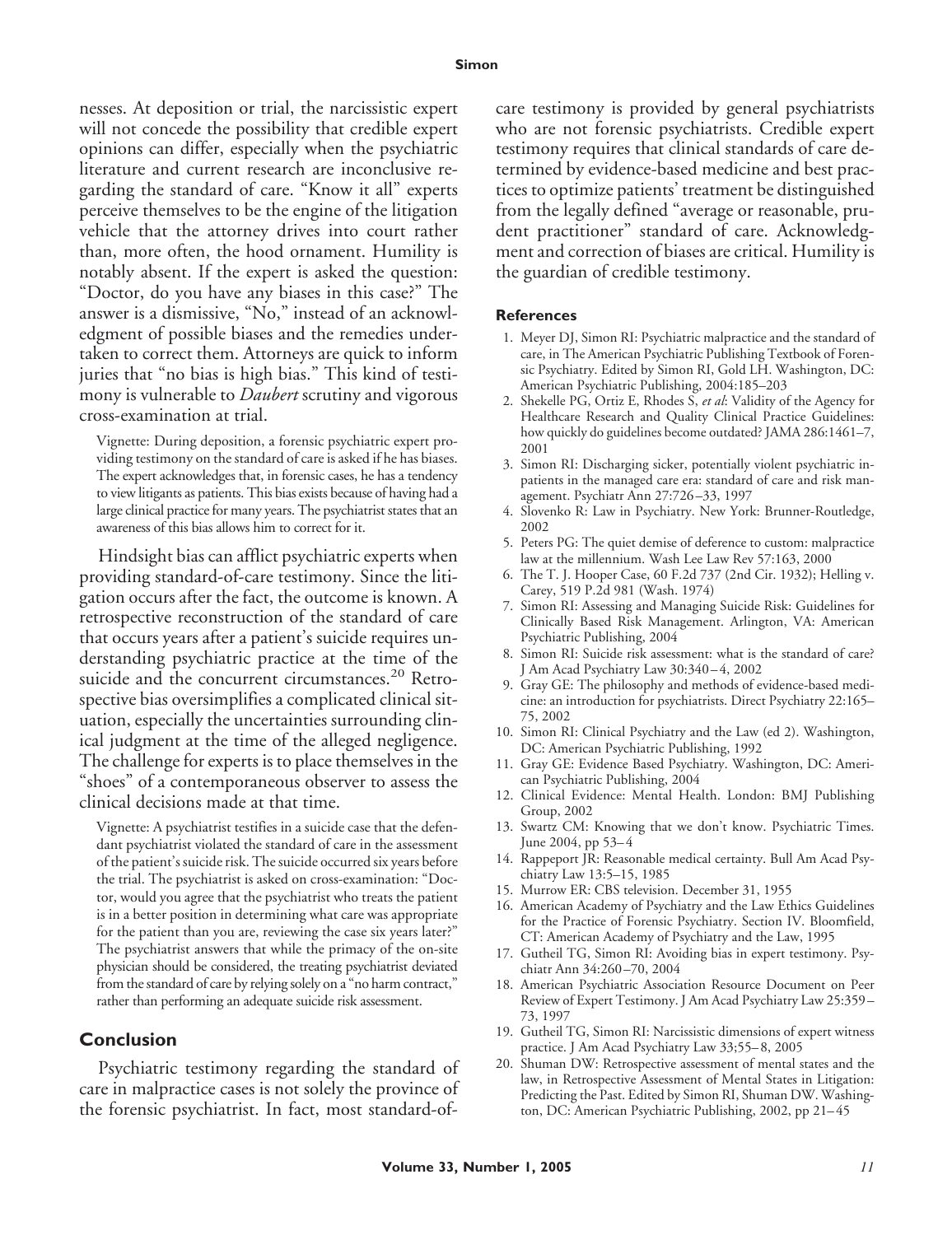nesses. At deposition or trial, the narcissistic expert will not concede the possibility that credible expert opinions can differ, especially when the psychiatric literature and current research are inconclusive regarding the standard of care. "Know it all" experts perceive themselves to be the engine of the litigation vehicle that the attorney drives into court rather than, more often, the hood ornament. Humility is notably absent. If the expert is asked the question: "Doctor, do you have any biases in this case?" The answer is a dismissive, "No," instead of an acknowledgment of possible biases and the remedies undertaken to correct them. Attorneys are quick to inform juries that "no bias is high bias." This kind of testimony is vulnerable to *Daubert* scrutiny and vigorous cross-examination at trial.

> Vignette: During deposition, a forensic psychiatric expert providing testimony on the standard of care is asked if he has biases. The expert acknowledges that, in forensic cases, he has a tendency to view litigants as patients. This bias exists because of having had a large clinical practice for many years. The psychiatrist states that an awareness of this bias allows him to correct for it.

Hindsight bias can afflict psychiatric experts when providing standard-of-care testimony. Since the litigation occurs after the fact, the outcome is known. A retrospective reconstruction of the standard of care that occurs years after a patient's suicide requires understanding psychiatric practice at the time of the suicide and the concurrent circumstances.[20] Retrospective bias oversimplifies a complicated clinical situation, especially the uncertainties surrounding clinical judgment at the time of the alleged negligence. The challenge for experts is to place themselves in the "shoes" of a contemporaneous observer to assess the clinical decisions made at that time.

> Vignette: A psychiatrist testifies in a suicide case that the defendant psychiatrist violated the standard of care in the assessment of the patient's suicide risk. The suicide occurred six years before the trial. The psychiatrist is asked on cross-examination: "Doctor, would you agree that the psychiatrist who treats the patient is in a better position in determining what care was appropriate for the patient than you are, reviewing the case six years later?" The psychiatrist answers that while the primacy of the on-site physician should be considered, the treating psychiatrist deviated from the standard of care by relying solely on a "no harm contract," rather than performing an adequate suicide risk assessment.

## Conclusion

Psychiatric testimony regarding the standard of care in malpractice cases is not solely the province of the forensic psychiatrist. In fact, most standard-of-care testimony is provided by general psychiatrists who are not forensic psychiatrists. Credible expert testimony requires that clinical standards of care determined by evidence-based medicine and best practices to optimize patients' treatment be distinguished from the legally defined "average or reasonable, prudent practitioner" standard of care. Acknowledgment and correction of biases are critical. Humility is the guardian of credible testimony.

### References

1. Meyer DJ, Simon RI: Psychiatric malpractice and the standard of care, in The American Psychiatric Publishing Textbook of Forensic Psychiatry. Edited by Simon RI, Gold LH. Washington, DC: American Psychiatric Publishing, 2004:185–203
2. Shekelle PG, Ortiz E, Rhodes S, *et al*: Validity of the Agency for Healthcare Research and Quality Clinical Practice Guidelines: how quickly do guidelines become outdated? JAMA 286:1461–7, 2001
3. Simon RI: Discharging sicker, potentially violent psychiatric inpatients in the managed care era: standard of care and risk management. Psychiatr Ann 27:726–33, 1997
4. Slovenko R: Law in Psychiatry. New York: Brunner-Routledge, 2002
5. Peters PG: The quiet demise of deference to custom: malpractice law at the millennium. Wash Lee Law Rev 57:163, 2000
6. The T. J. Hooper Case, 60 F.2d 737 (2nd Cir. 1932); Helling v. Carey, 519 P.2d 981 (Wash. 1974)
7. Simon RI: Assessing and Managing Suicide Risk: Guidelines for Clinically Based Risk Management. Arlington, VA: American Psychiatric Publishing, 2004
8. Simon RI: Suicide risk assessment: what is the standard of care? J Am Acad Psychiatry Law 30:340–4, 2002
9. Gray GE: The philosophy and methods of evidence-based medicine: an introduction for psychiatrists. Direct Psychiatry 22:165–75, 2002
10. Simon RI: Clinical Psychiatry and the Law (ed 2). Washington, DC: American Psychiatric Publishing, 1992
11. Gray GE: Evidence Based Psychiatry. Washington, DC: American Psychiatric Publishing, 2004
12. Clinical Evidence: Mental Health. London: BMJ Publishing Group, 2002
13. Swartz CM: Knowing that we don't know. Psychiatric Times. June 2004, pp 53–4
14. Rappeport JR: Reasonable medical certainty. Bull Am Acad Psychiatry Law 13:5–15, 1985
15. Murrow ER: CBS television. December 31, 1955
16. American Academy of Psychiatry and the Law Ethics Guidelines for the Practice of Forensic Psychiatry. Section IV. Bloomfield, CT: American Academy of Psychiatry and the Law, 1995
17. Gutheil TG, Simon RI: Avoiding bias in expert testimony. Psychiatr Ann 34:260–70, 2004
18. American Psychiatric Association Resource Document on Peer Review of Expert Testimony. J Am Acad Psychiatry Law 25:359–73, 1997
19. Gutheil TG, Simon RI: Narcissistic dimensions of expert witness practice. J Am Acad Psychiatry Law 33;55–8, 2005
20. Shuman DW: Retrospective assessment of mental states and the law, in Retrospective Assessment of Mental States in Litigation: Predicting the Past. Edited by Simon RI, Shuman DW. Washington, DC: American Psychiatric Publishing, 2002, pp 21–45